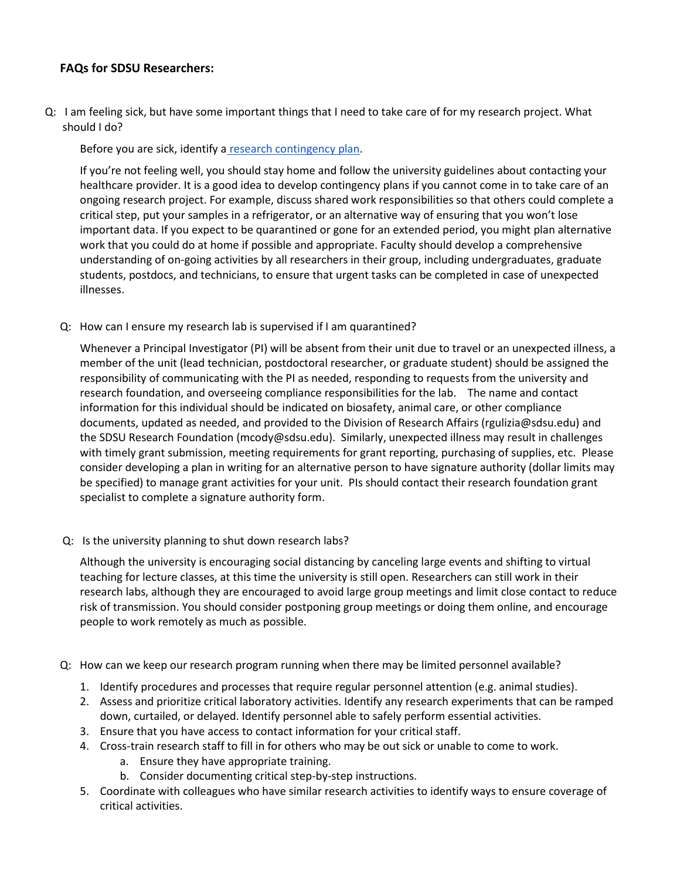## FAQs for SDSU Researchers:

Q: I am feeling sick, but have some important things that I need to take care of for my research project. What should I do?

Before you are sick, identify a [research contingency plan](#).

If you're not feeling well, you should stay home and follow the university guidelines about contacting your healthcare provider. It is a good idea to develop contingency plans if you cannot come in to take care of an ongoing research project. For example, discuss shared work responsibilities so that others could complete a critical step, put your samples in a refrigerator, or an alternative way of ensuring that you won't lose important data. If you expect to be quarantined or gone for an extended period, you might plan alternative work that you could do at home if possible and appropriate. Faculty should develop a comprehensive understanding of on-going activities by all researchers in their group, including undergraduates, graduate students, postdocs, and technicians, to ensure that urgent tasks can be completed in case of unexpected illnesses.

Q: How can I ensure my research lab is supervised if I am quarantined?

Whenever a Principal Investigator (PI) will be absent from their unit due to travel or an unexpected illness, a member of the unit (lead technician, postdoctoral researcher, or graduate student) should be assigned the responsibility of communicating with the PI as needed, responding to requests from the university and research foundation, and overseeing compliance responsibilities for the lab. The name and contact information for this individual should be indicated on biosafety, animal care, or other compliance documents, updated as needed, and provided to the Division of Research Affairs (rgulizia@sdsu.edu) and the SDSU Research Foundation (mcody@sdsu.edu). Similarly, unexpected illness may result in challenges with timely grant submission, meeting requirements for grant reporting, purchasing of supplies, etc. Please consider developing a plan in writing for an alternative person to have signature authority (dollar limits may be specified) to manage grant activities for your unit. PIs should contact their research foundation grant specialist to complete a signature authority form.

Q: Is the university planning to shut down research labs?

Although the university is encouraging social distancing by canceling large events and shifting to virtual teaching for lecture classes, at this time the university is still open. Researchers can still work in their research labs, although they are encouraged to avoid large group meetings and limit close contact to reduce risk of transmission. You should consider postponing group meetings or doing them online, and encourage people to work remotely as much as possible.

Q: How can we keep our research program running when there may be limited personnel available?

1. Identify procedures and processes that require regular personnel attention (e.g. animal studies).
2. Assess and prioritize critical laboratory activities. Identify any research experiments that can be ramped down, curtailed, or delayed. Identify personnel able to safely perform essential activities.
3. Ensure that you have access to contact information for your critical staff.
4. Cross-train research staff to fill in for others who may be out sick or unable to come to work.
   a. Ensure they have appropriate training.
   b. Consider documenting critical step-by-step instructions.
5. Coordinate with colleagues who have similar research activities to identify ways to ensure coverage of critical activities.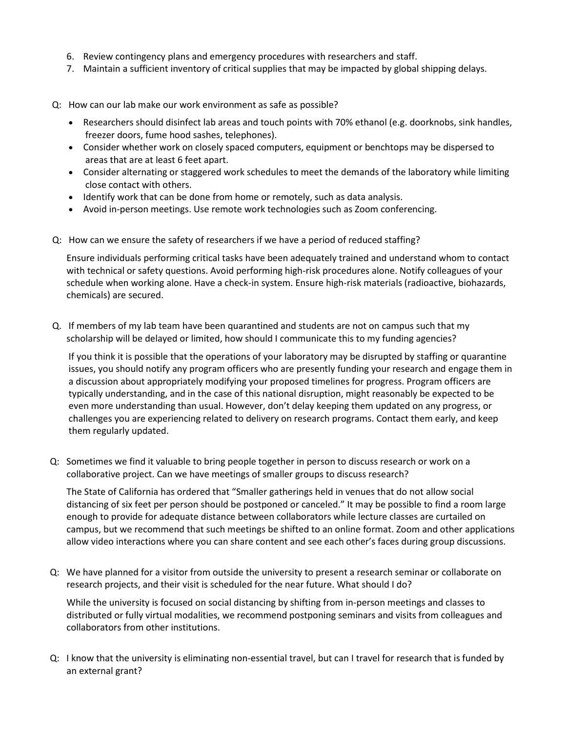6. Review contingency plans and emergency procedures with researchers and staff.
7. Maintain a sufficient inventory of critical supplies that may be impacted by global shipping delays.

Q: How can our lab make our work environment as safe as possible?

- Researchers should disinfect lab areas and touch points with 70% ethanol (e.g. doorknobs, sink handles, freezer doors, fume hood sashes, telephones).
- Consider whether work on closely spaced computers, equipment or benchtops may be dispersed to areas that are at least 6 feet apart.
- Consider alternating or staggered work schedules to meet the demands of the laboratory while limiting close contact with others.
- Identify work that can be done from home or remotely, such as data analysis.
- Avoid in-person meetings. Use remote work technologies such as Zoom conferencing.

Q: How can we ensure the safety of researchers if we have a period of reduced staffing?

Ensure individuals performing critical tasks have been adequately trained and understand whom to contact with technical or safety questions. Avoid performing high-risk procedures alone. Notify colleagues of your schedule when working alone. Have a check-in system. Ensure high-risk materials (radioactive, biohazards, chemicals) are secured.

Q. If members of my lab team have been quarantined and students are not on campus such that my scholarship will be delayed or limited, how should I communicate this to my funding agencies?

If you think it is possible that the operations of your laboratory may be disrupted by staffing or quarantine issues, you should notify any program officers who are presently funding your research and engage them in a discussion about appropriately modifying your proposed timelines for progress. Program officers are typically understanding, and in the case of this national disruption, might reasonably be expected to be even more understanding than usual. However, don't delay keeping them updated on any progress, or challenges you are experiencing related to delivery on research programs. Contact them early, and keep them regularly updated.

Q: Sometimes we find it valuable to bring people together in person to discuss research or work on a collaborative project. Can we have meetings of smaller groups to discuss research?

The State of California has ordered that "Smaller gatherings held in venues that do not allow social distancing of six feet per person should be postponed or canceled." It may be possible to find a room large enough to provide for adequate distance between collaborators while lecture classes are curtailed on campus, but we recommend that such meetings be shifted to an online format. Zoom and other applications allow video interactions where you can share content and see each other's faces during group discussions.

Q: We have planned for a visitor from outside the university to present a research seminar or collaborate on research projects, and their visit is scheduled for the near future. What should I do?

While the university is focused on social distancing by shifting from in-person meetings and classes to distributed or fully virtual modalities, we recommend postponing seminars and visits from colleagues and collaborators from other institutions.

Q: I know that the university is eliminating non-essential travel, but can I travel for research that is funded by an external grant?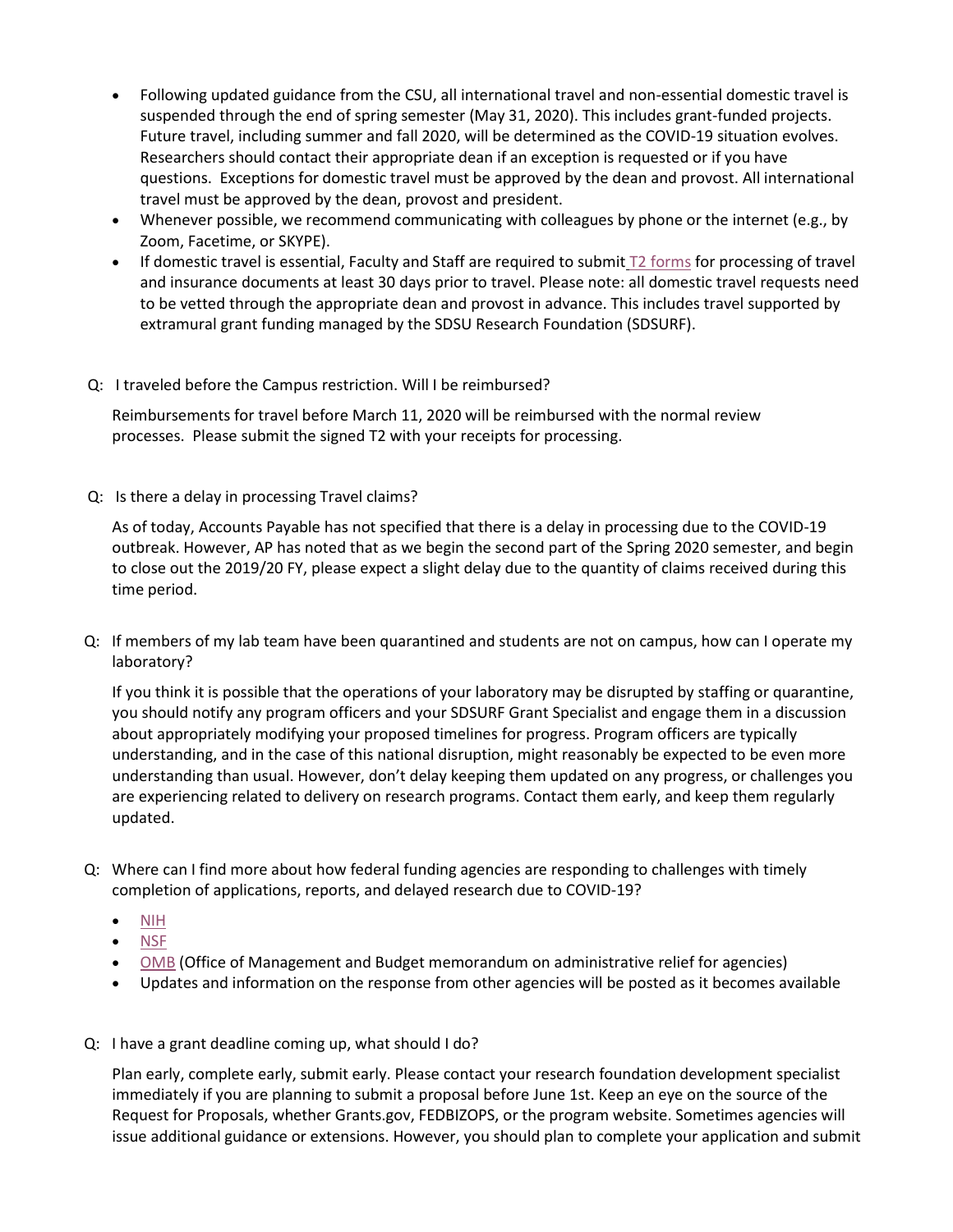- Following updated guidance from the CSU, all international travel and non-essential domestic travel is suspended through the end of spring semester (May 31, 2020). This includes grant-funded projects. Future travel, including summer and fall 2020, will be determined as the COVID-19 situation evolves. Researchers should contact their appropriate dean if an exception is requested or if you have questions. Exceptions for domestic travel must be approved by the dean and provost. All international travel must be approved by the dean, provost and president.
- Whenever possible, we recommend communicating with colleagues by phone or the internet (e.g., by Zoom, Facetime, or SKYPE).
- If domestic travel is essential, Faculty and Staff are required to submit T2 forms for processing of travel and insurance documents at least 30 days prior to travel. Please note: all domestic travel requests need to be vetted through the appropriate dean and provost in advance. This includes travel supported by extramural grant funding managed by the SDSU Research Foundation (SDSURF).

Q: I traveled before the Campus restriction. Will I be reimbursed?

Reimbursements for travel before March 11, 2020 will be reimbursed with the normal review processes. Please submit the signed T2 with your receipts for processing.

Q: Is there a delay in processing Travel claims?

As of today, Accounts Payable has not specified that there is a delay in processing due to the COVID-19 outbreak. However, AP has noted that as we begin the second part of the Spring 2020 semester, and begin to close out the 2019/20 FY, please expect a slight delay due to the quantity of claims received during this time period.

Q: If members of my lab team have been quarantined and students are not on campus, how can I operate my laboratory?

If you think it is possible that the operations of your laboratory may be disrupted by staffing or quarantine, you should notify any program officers and your SDSURF Grant Specialist and engage them in a discussion about appropriately modifying your proposed timelines for progress. Program officers are typically understanding, and in the case of this national disruption, might reasonably be expected to be even more understanding than usual. However, don't delay keeping them updated on any progress, or challenges you are experiencing related to delivery on research programs. Contact them early, and keep them regularly updated.

Q: Where can I find more about how federal funding agencies are responding to challenges with timely completion of applications, reports, and delayed research due to COVID-19?

- NIH
- NSF
- OMB (Office of Management and Budget memorandum on administrative relief for agencies)
- Updates and information on the response from other agencies will be posted as it becomes available

Q: I have a grant deadline coming up, what should I do?

Plan early, complete early, submit early. Please contact your research foundation development specialist immediately if you are planning to submit a proposal before June 1st. Keep an eye on the source of the Request for Proposals, whether Grants.gov, FEDBIZOPS, or the program website. Sometimes agencies will issue additional guidance or extensions. However, you should plan to complete your application and submit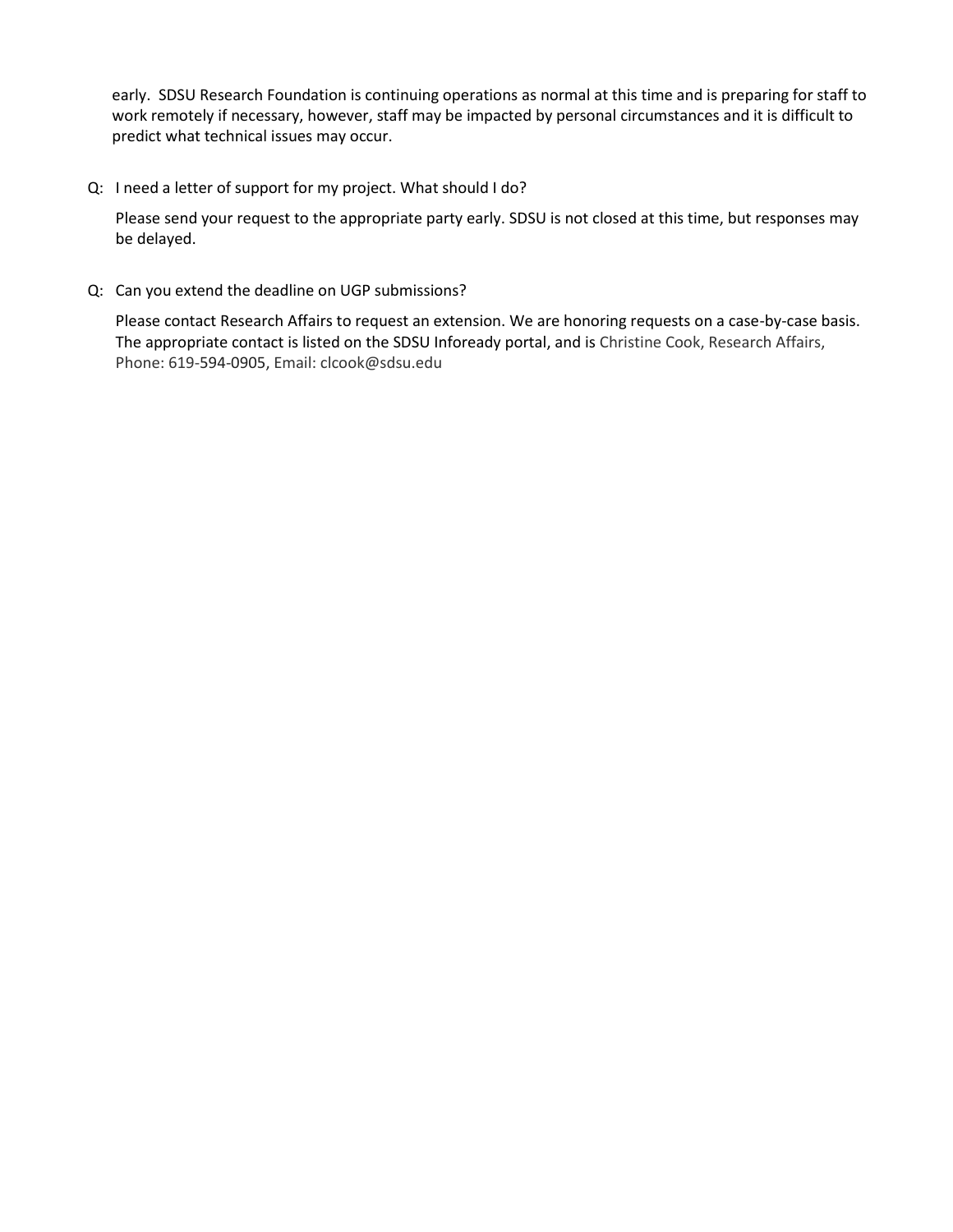early. SDSU Research Foundation is continuing operations as normal at this time and is preparing for staff to work remotely if necessary, however, staff may be impacted by personal circumstances and it is difficult to predict what technical issues may occur.

Q: I need a letter of support for my project. What should I do?

Please send your request to the appropriate party early. SDSU is not closed at this time, but responses may be delayed.

Q: Can you extend the deadline on UGP submissions?

Please contact Research Affairs to request an extension. We are honoring requests on a case-by-case basis. The appropriate contact is listed on the SDSU Infoready portal, and is Christine Cook, Research Affairs, Phone: 619-594-0905, Email: clcook@sdsu.edu